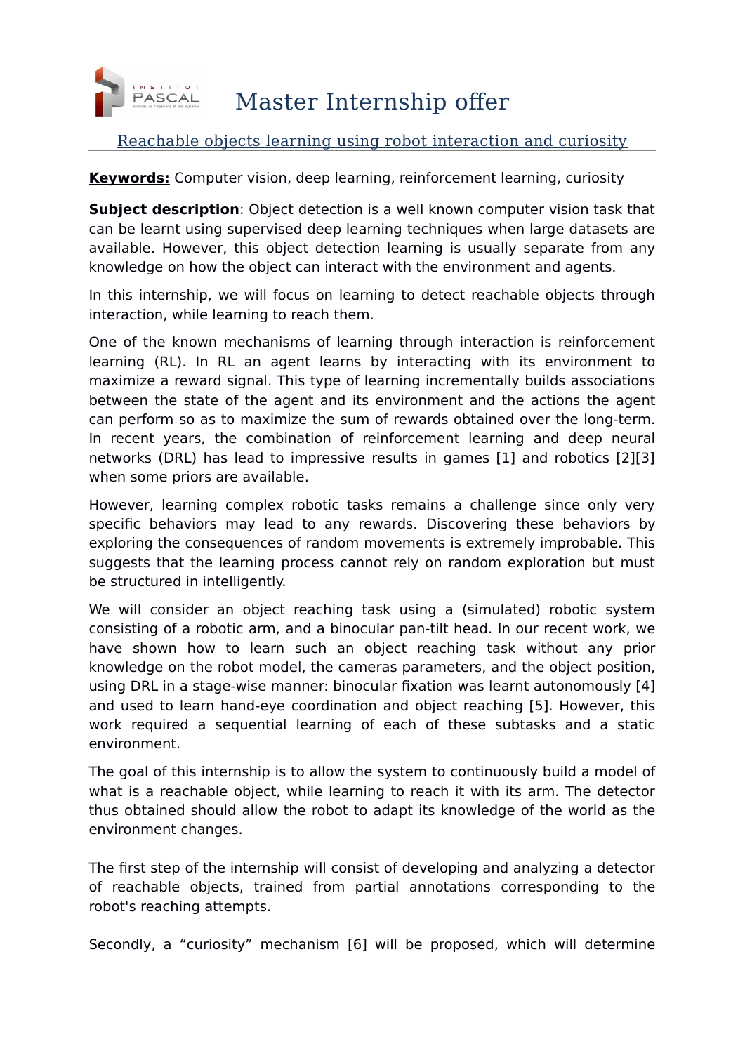# Master Internship offer

## Reachable objects learning using robot interaction and curiosity

**Keywords:** Computer vision, deep learning, reinforcement learning, curiosity

**Subject description**: Object detection is a well known computer vision task that can be learnt using supervised deep learning techniques when large datasets are available. However, this object detection learning is usually separate from any knowledge on how the object can interact with the environment and agents.

In this internship, we will focus on learning to detect reachable objects through interaction, while learning to reach them.

One of the known mechanisms of learning through interaction is reinforcement learning (RL). In RL an agent learns by interacting with its environment to maximize a reward signal. This type of learning incrementally builds associations between the state of the agent and its environment and the actions the agent can perform so as to maximize the sum of rewards obtained over the long-term. In recent years, the combination of reinforcement learning and deep neural networks (DRL) has lead to impressive results in games [1] and robotics [2][3] when some priors are available.

However, learning complex robotic tasks remains a challenge since only very specific behaviors may lead to any rewards. Discovering these behaviors by exploring the consequences of random movements is extremely improbable. This suggests that the learning process cannot rely on random exploration but must be structured in intelligently.

We will consider an object reaching task using a (simulated) robotic system consisting of a robotic arm, and a binocular pan-tilt head. In our recent work, we have shown how to learn such an object reaching task without any prior knowledge on the robot model, the cameras parameters, and the object position, using DRL in a stage-wise manner: binocular fixation was learnt autonomously [4] and used to learn hand-eye coordination and object reaching [5]. However, this work required a sequential learning of each of these subtasks and a static environment.

The goal of this internship is to allow the system to continuously build a model of what is a reachable object, while learning to reach it with its arm. The detector thus obtained should allow the robot to adapt its knowledge of the world as the environment changes.

The first step of the internship will consist of developing and analyzing a detector of reachable objects, trained from partial annotations corresponding to the robot's reaching attempts.

Secondly, a “curiosity” mechanism [6] will be proposed, which will determine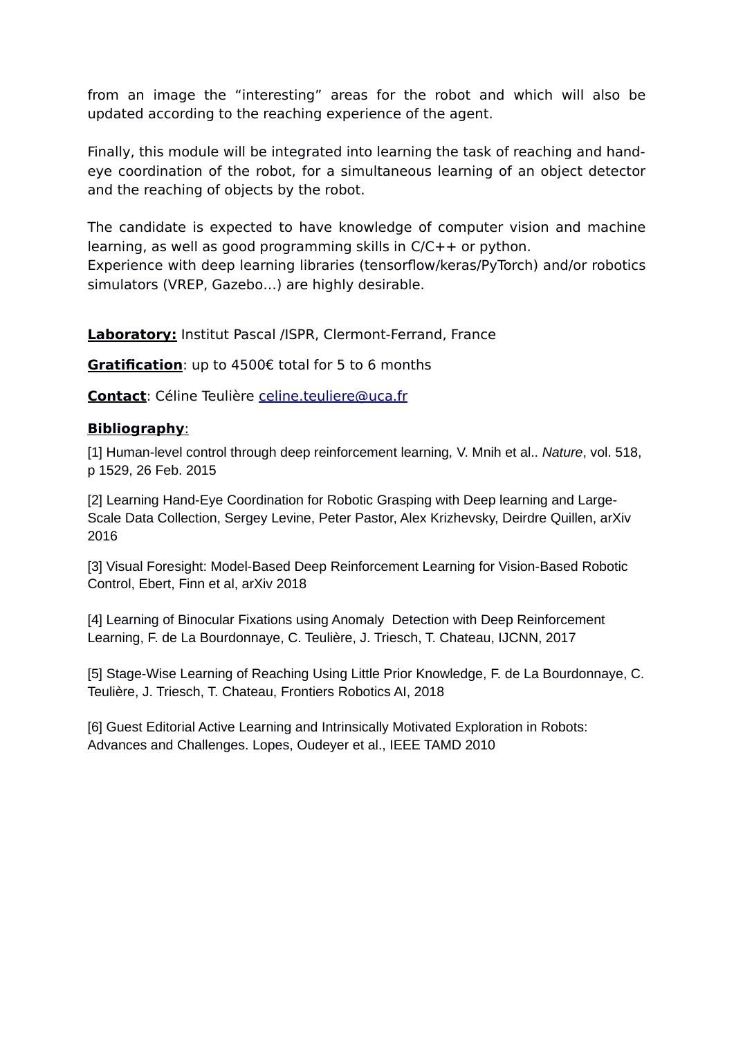from an image the “interesting” areas for the robot and which will also be updated according to the reaching experience of the agent.

Finally, this module will be integrated into learning the task of reaching and hand-eye coordination of the robot, for a simultaneous learning of an object detector and the reaching of objects by the robot.

The candidate is expected to have knowledge of computer vision and machine learning, as well as good programming skills in C/C++ or python.
Experience with deep learning libraries (tensorflow/keras/PyTorch) and/or robotics simulators (VREP, Gazebo…) are highly desirable.

**Laboratory:** Institut Pascal /ISPR, Clermont-Ferrand, France

**Gratification**: up to 4500€ total for 5 to 6 months

**Contact**: Céline Teulière celine.teuliere@uca.fr

**Bibliography**:

[1] Human-level control through deep reinforcement learning, V. Mnih et al.. *Nature*, vol. 518, p 1529, 26 Feb. 2015

[2] Learning Hand-Eye Coordination for Robotic Grasping with Deep learning and Large-Scale Data Collection, Sergey Levine, Peter Pastor, Alex Krizhevsky, Deirdre Quillen, arXiv 2016

[3] Visual Foresight: Model-Based Deep Reinforcement Learning for Vision-Based Robotic Control, Ebert, Finn et al, arXiv 2018

[4] Learning of Binocular Fixations using Anomaly Detection with Deep Reinforcement Learning, F. de La Bourdonnaye, C. Teulière, J. Triesch, T. Chateau, IJCNN, 2017

[5] Stage-Wise Learning of Reaching Using Little Prior Knowledge, F. de La Bourdonnaye, C. Teulière, J. Triesch, T. Chateau, Frontiers Robotics AI, 2018

[6] Guest Editorial Active Learning and Intrinsically Motivated Exploration in Robots: Advances and Challenges. Lopes, Oudeyer et al., IEEE TAMD 2010